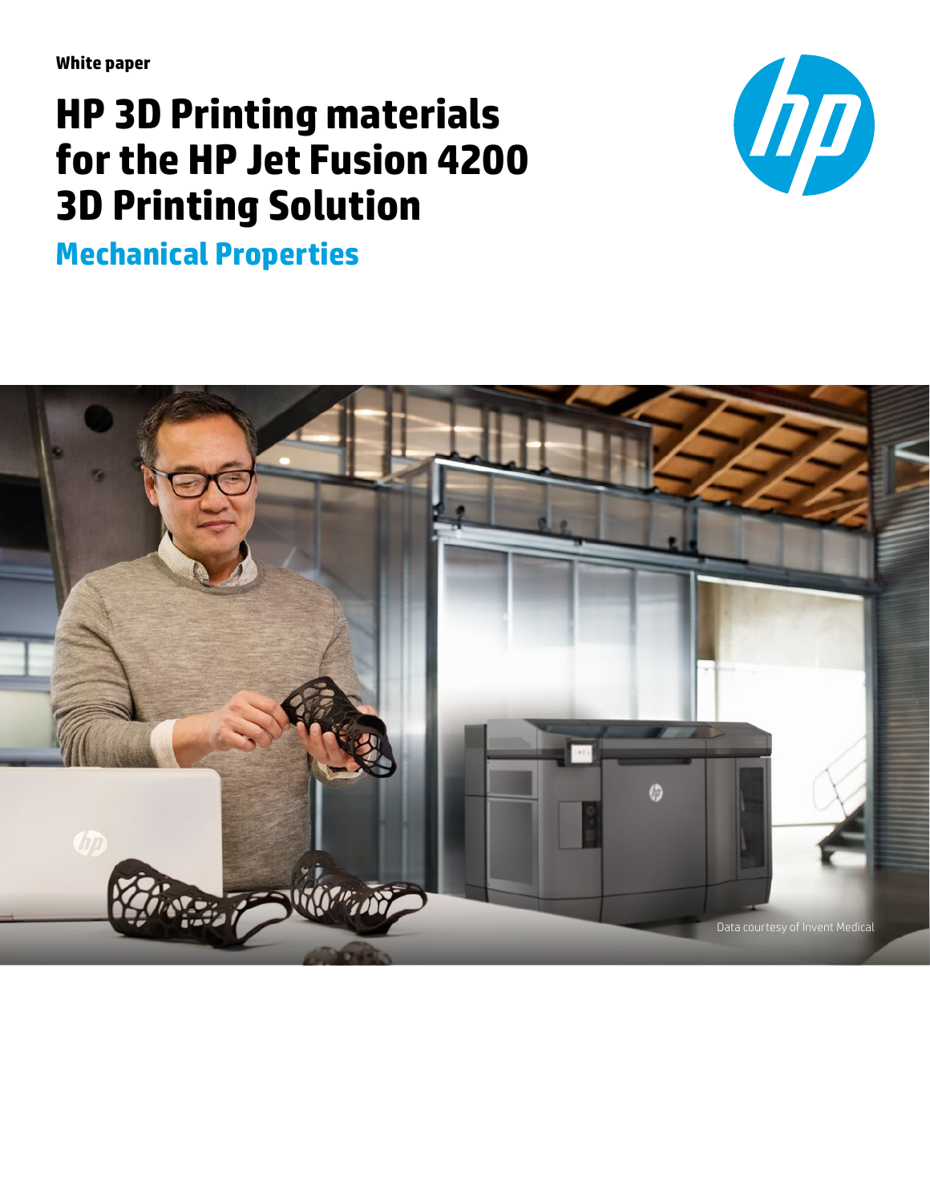White paper

# HP 3D Printing materials for the HP Jet Fusion 4200 3D Printing Solution

## Mechanical Properties

Data courtesy of Invent Medical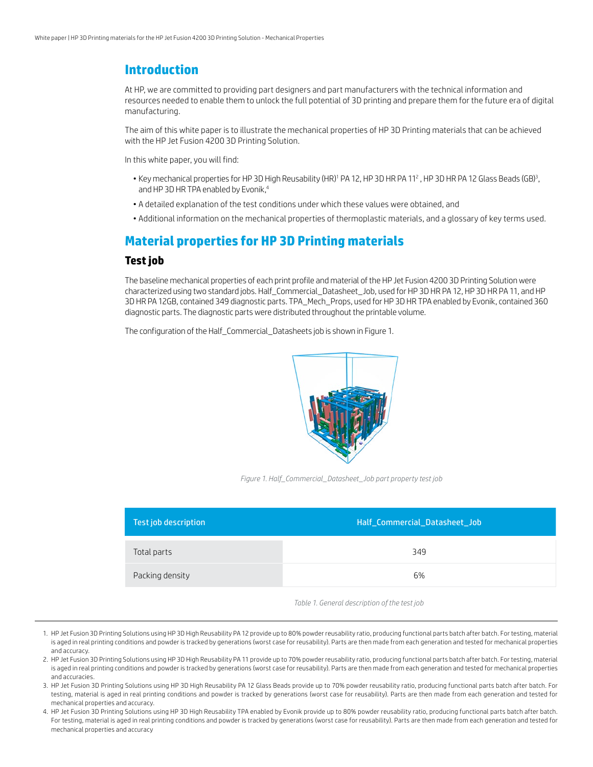## Introduction

At HP, we are committed to providing part designers and part manufacturers with the technical information and resources needed to enable them to unlock the full potential of 3D printing and prepare them for the future era of digital manufacturing.

The aim of this white paper is to illustrate the mechanical properties of HP 3D Printing materials that can be achieved with the HP Jet Fusion 4200 3D Printing Solution.

In this white paper, you will find:

- Key mechanical properties for HP 3D High Reusability (HR)[1] PA 12, HP 3D HR PA 11[2] , HP 3D HR PA 12 Glass Beads (GB)[3], and HP 3D HR TPA enabled by Evonik,[4]
- A detailed explanation of the test conditions under which these values were obtained, and
- Additional information on the mechanical properties of thermoplastic materials, and a glossary of key terms used.

## Material properties for HP 3D Printing materials

### Test job

The baseline mechanical properties of each print profile and material of the HP Jet Fusion 4200 3D Printing Solution were characterized using two standard jobs. Half_Commercial_Datasheet_Job, used for HP 3D HR PA 12, HP 3D HR PA 11, and HP 3D HR PA 12GB, contained 349 diagnostic parts. TPA_Mech_Props, used for HP 3D HR TPA enabled by Evonik, contained 360 diagnostic parts. The diagnostic parts were distributed throughout the printable volume.

The configuration of the Half_Commercial_Datasheets job is shown in Figure 1.

*Figure 1. Half_Commercial_Datasheet_Job part property test job*

| Test job description | Half_Commercial_Datasheet_Job |
|---|---|
| Total parts | 349 |
| Packing density | 6% |

*Table 1. General description of the test job*

1. HP Jet Fusion 3D Printing Solutions using HP 3D High Reusability PA 12 provide up to 80% powder reusability ratio, producing functional parts batch after batch. For testing, material is aged in real printing conditions and powder is tracked by generations (worst case for reusability). Parts are then made from each generation and tested for mechanical properties and accuracy.
2. HP Jet Fusion 3D Printing Solutions using HP 3D High Reusability PA 11 provide up to 70% powder reusability ratio, producing functional parts batch after batch. For testing, material is aged in real printing conditions and powder is tracked by generations (worst case for reusability). Parts are then made from each generation and tested for mechanical properties and accuracies.
3. HP Jet Fusion 3D Printing Solutions using HP 3D High Reusability PA 12 Glass Beads provide up to 70% powder reusability ratio, producing functional parts batch after batch. For testing, material is aged in real printing conditions and powder is tracked by generations (worst case for reusability). Parts are then made from each generation and tested for mechanical properties and accuracy.
4. HP Jet Fusion 3D Printing Solutions using HP 3D High Reusability TPA enabled by Evonik provide up to 80% powder reusability ratio, producing functional parts batch after batch. For testing, material is aged in real printing conditions and powder is tracked by generations (worst case for reusability). Parts are then made from each generation and tested for mechanical properties and accuracy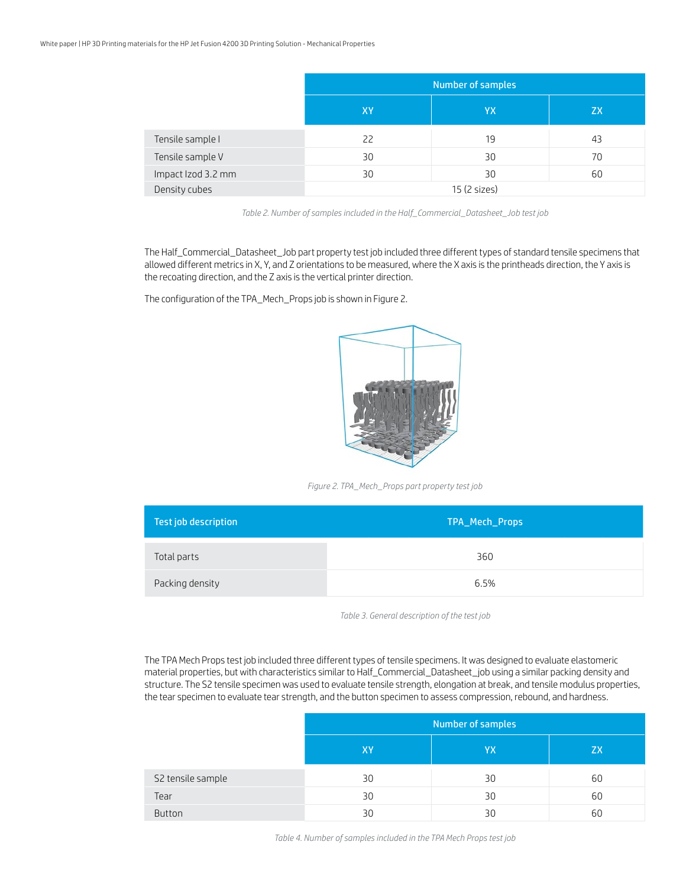| | Number of samples | | |
|---|---|---|---|
| | XY | YX | ZX |
| Tensile sample I | 22 | 19 | 43 |
| Tensile sample V | 30 | 30 | 70 |
| Impact Izod 3.2 mm | 30 | 30 | 60 |
| Density cubes | 15 (2 sizes) | | |

*Table 2. Number of samples included in the Half_Commercial_Datasheet_Job test job*

The Half_Commercial_Datasheet_Job part property test job included three different types of standard tensile specimens that allowed different metrics in X, Y, and Z orientations to be measured, where the X axis is the printheads direction, the Y axis is the recoating direction, and the Z axis is the vertical printer direction.

The configuration of the TPA_Mech_Props job is shown in Figure 2.

*Figure 2. TPA_Mech_Props part property test job*

| Test job description | TPA_Mech_Props |
|---|---|
| Total parts | 360 |
| Packing density | 6.5% |

*Table 3. General description of the test job*

The TPA Mech Props test job included three different types of tensile specimens. It was designed to evaluate elastomeric material properties, but with characteristics similar to Half_Commercial_Datasheet_job using a similar packing density and structure. The S2 tensile specimen was used to evaluate tensile strength, elongation at break, and tensile modulus properties, the tear specimen to evaluate tear strength, and the button specimen to assess compression, rebound, and hardness.

| | Number of samples | | |
|---|---|---|---|
| | XY | YX | ZX |
| S2 tensile sample | 30 | 30 | 60 |
| Tear | 30 | 30 | 60 |
| Button | 30 | 30 | 60 |

*Table 4. Number of samples included in the TPA Mech Props test job*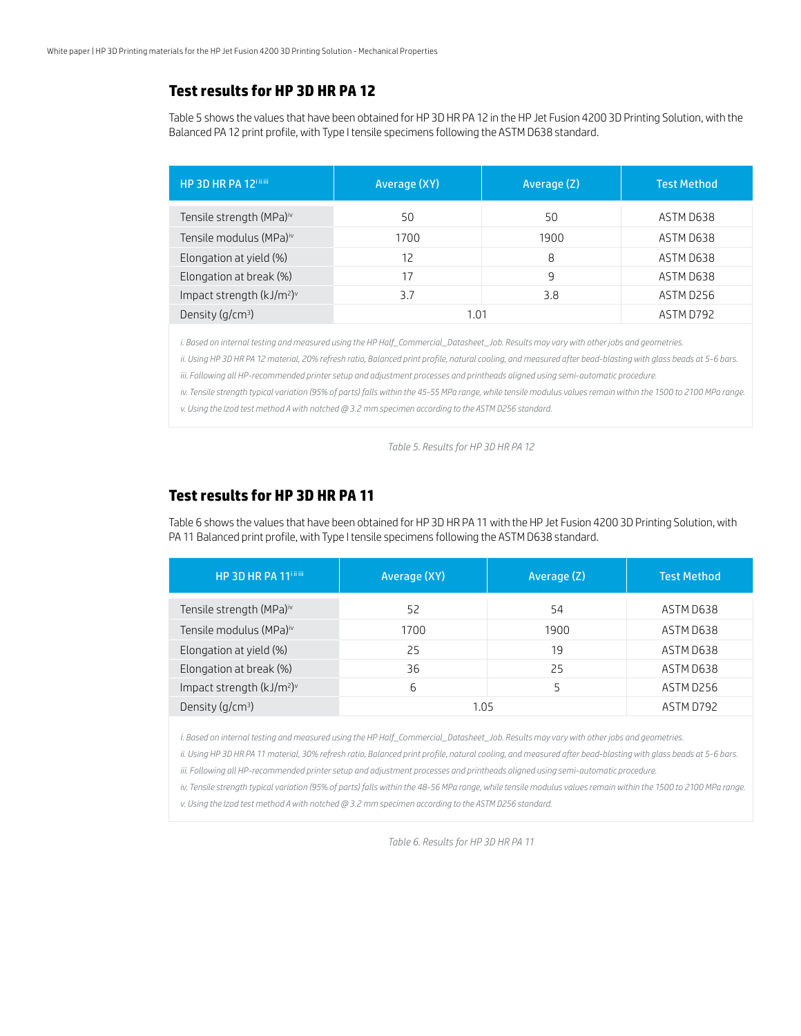## Test results for HP 3D HR PA 12

Table 5 shows the values that have been obtained for HP 3D HR PA 12 in the HP Jet Fusion 4200 3D Printing Solution, with the Balanced PA 12 print profile, with Type I tensile specimens following the ASTM D638 standard.

| HP 3D HR PA 12[i ii iii] | Average (XY) | Average (Z) | Test Method |
|---|---|---|---|
| Tensile strength (MPa)[iv] | 50 | 50 | ASTM D638 |
| Tensile modulus (MPa)[iv] | 1700 | 1900 | ASTM D638 |
| Elongation at yield (%) | 12 | 8 | ASTM D638 |
| Elongation at break (%) | 17 | 9 | ASTM D638 |
| Impact strength ($kJ/m^2$)[v] | 3.7 | 3.8 | ASTM D256 |
| Density ($g/cm^3$) | 1.01 | | ASTM D792 |

*i. Based on internal testing and measured using the HP Half_Commercial_Datasheet_Job. Results may vary with other jobs and geometries.*

*ii. Using HP 3D HR PA 12 material, 20% refresh ratio, Balanced print profile, natural cooling, and measured after bead-blasting with glass beads at 5-6 bars.*

*iii. Following all HP-recommended printer setup and adjustment processes and printheads aligned using semi-automatic procedure.*

*iv. Tensile strength typical variation (95% of parts) falls within the 45-55 MPa range, while tensile modulus values remain within the 1500 to 2100 MPa range.*

*v. Using the Izod test method A with notched @ 3.2 mm specimen according to the ASTM D256 standard.*

*Table 5. Results for HP 3D HR PA 12*

## Test results for HP 3D HR PA 11

Table 6 shows the values that have been obtained for HP 3D HR PA 11 with the HP Jet Fusion 4200 3D Printing Solution, with PA 11 Balanced print profile, with Type I tensile specimens following the ASTM D638 standard.

| HP 3D HR PA 11[i ii iii] | Average (XY) | Average (Z) | Test Method |
|---|---|---|---|
| Tensile strength (MPa)[iv] | 52 | 54 | ASTM D638 |
| Tensile modulus (MPa)[iv] | 1700 | 1900 | ASTM D638 |
| Elongation at yield (%) | 25 | 19 | ASTM D638 |
| Elongation at break (%) | 36 | 25 | ASTM D638 |
| Impact strength ($kJ/m^2$)[v] | 6 | 5 | ASTM D256 |
| Density ($g/cm^3$) | 1.05 | | ASTM D792 |

*i. Based on internal testing and measured using the HP Half_Commercial_Datasheet_Job. Results may vary with other jobs and geometries.*

*ii. Using HP 3D HR PA 11 material, 30% refresh ratio, Balanced print profile, natural cooling, and measured after bead-blasting with glass beads at 5-6 bars.*

*iii. Following all HP-recommended printer setup and adjustment processes and printheads aligned using semi-automatic procedure.*

*iv. Tensile strength typical variation (95% of parts) falls within the 48-56 MPa range, while tensile modulus values remain within the 1500 to 2100 MPa range.*

*v. Using the Izod test method A with notched @ 3.2 mm specimen according to the ASTM D256 standard.*

*Table 6. Results for HP 3D HR PA 11*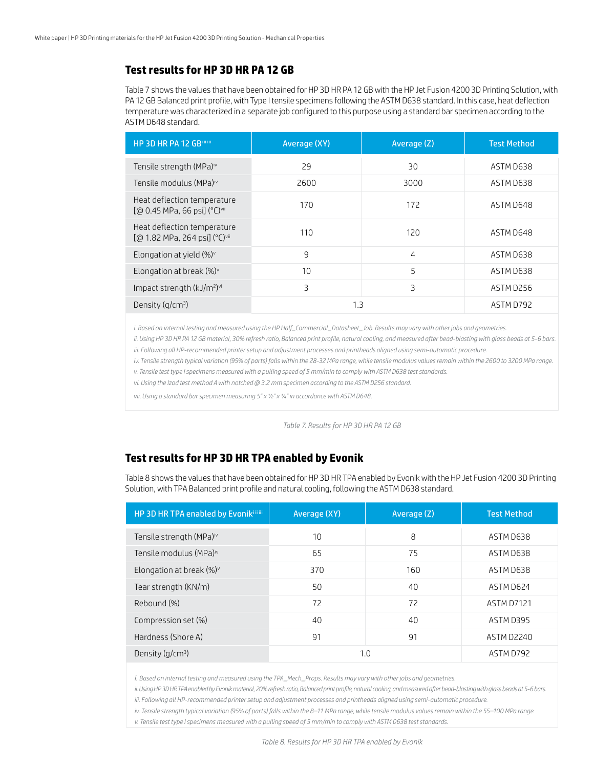## Test results for HP 3D HR PA 12 GB

Table 7 shows the values that have been obtained for HP 3D HR PA 12 GB with the HP Jet Fusion 4200 3D Printing Solution, with PA 12 GB Balanced print profile, with Type I tensile specimens following the ASTM D638 standard. In this case, heat deflection temperature was characterized in a separate job configured to this purpose using a standard bar specimen according to the ASTM D648 standard.

| HP 3D HR PA 12 GB[i ii iii] | Average (XY) | Average (Z) | Test Method |
|---|---|---|---|
| Tensile strength (MPa)[iv] | 29 | 30 | ASTM D638 |
| Tensile modulus (MPa)[iv] | 2600 | 3000 | ASTM D638 |
| Heat deflection temperature [@ 0.45 MPa, 66 psi] (°C)[vii] | 170 | 172 | ASTM D648 |
| Heat deflection temperature [@ 1.82 MPa, 264 psi] (°C)[vii] | 110 | 120 | ASTM D648 |
| Elongation at yield (%)[v] | 9 | 4 | ASTM D638 |
| Elongation at break (%)[v] | 10 | 5 | ASTM D638 |
| Impact strength (kJ/m²)[vi] | 3 | 3 | ASTM D256 |
| Density (g/cm³) | 1.3 | | ASTM D792 |

*i. Based on internal testing and measured using the HP Half_Commercial_Datasheet_Job. Results may vary with other jobs and geometries.*

*ii. Using HP 3D HR PA 12 GB material, 30% refresh ratio, Balanced print profile, natural cooling, and measured after bead-blasting with glass beads at 5-6 bars.*

*iii. Following all HP-recommended printer setup and adjustment processes and printheads aligned using semi-automatic procedure.*

*iv. Tensile strength typical variation (95% of parts) falls within the 28-32 MPa range, while tensile modulus values remain within the 2600 to 3200 MPa range.*

*v. Tensile test type I specimens measured with a pulling speed of 5 mm/min to comply with ASTM D638 test standards.*

*vi. Using the Izod test method A with notched @ 3.2 mm specimen according to the ASTM D256 standard.*

*vii. Using a standard bar specimen measuring 5" x ½" x ¼" in accordance with ASTM D648.*

*Table 7. Results for HP 3D HR PA 12 GB*

## Test results for HP 3D HR TPA enabled by Evonik

Table 8 shows the values that have been obtained for HP 3D HR TPA enabled by Evonik with the HP Jet Fusion 4200 3D Printing Solution, with TPA Balanced print profile and natural cooling, following the ASTM D638 standard.

| HP 3D HR TPA enabled by Evonik[i ii iii] | Average (XY) | Average (Z) | Test Method |
|---|---|---|---|
| Tensile strength (MPa)[iv] | 10 | 8 | ASTM D638 |
| Tensile modulus (MPa)[iv] | 65 | 75 | ASTM D638 |
| Elongation at break (%)[v] | 370 | 160 | ASTM D638 |
| Tear strength (KN/m) | 50 | 40 | ASTM D624 |
| Rebound (%) | 72 | 72 | ASTM D7121 |
| Compression set (%) | 40 | 40 | ASTM D395 |
| Hardness (Shore A) | 91 | 91 | ASTM D2240 |
| Density (g/cm³) | 1.0 | | ASTM D792 |

*i. Based on internal testing and measured using the TPA_Mech_Props. Results may vary with other jobs and geometries.*

*ii. Using HP 3D HR TPA enabled by Evonik material, 20% refresh ratio, Balanced print profile, natural cooling, and measured after bead-blasting with glass beads at 5-6 bars.*

*iii. Following all HP-recommended printer setup and adjustment processes and printheads aligned using semi-automatic procedure.*

*iv. Tensile strength typical variation (95% of parts) falls within the 8–11 MPa range, while tensile modulus values remain within the 55–100 MPa range.*

*v. Tensile test type I specimens measured with a pulling speed of 5 mm/min to comply with ASTM D638 test standards.*

*Table 8. Results for HP 3D HR TPA enabled by Evonik*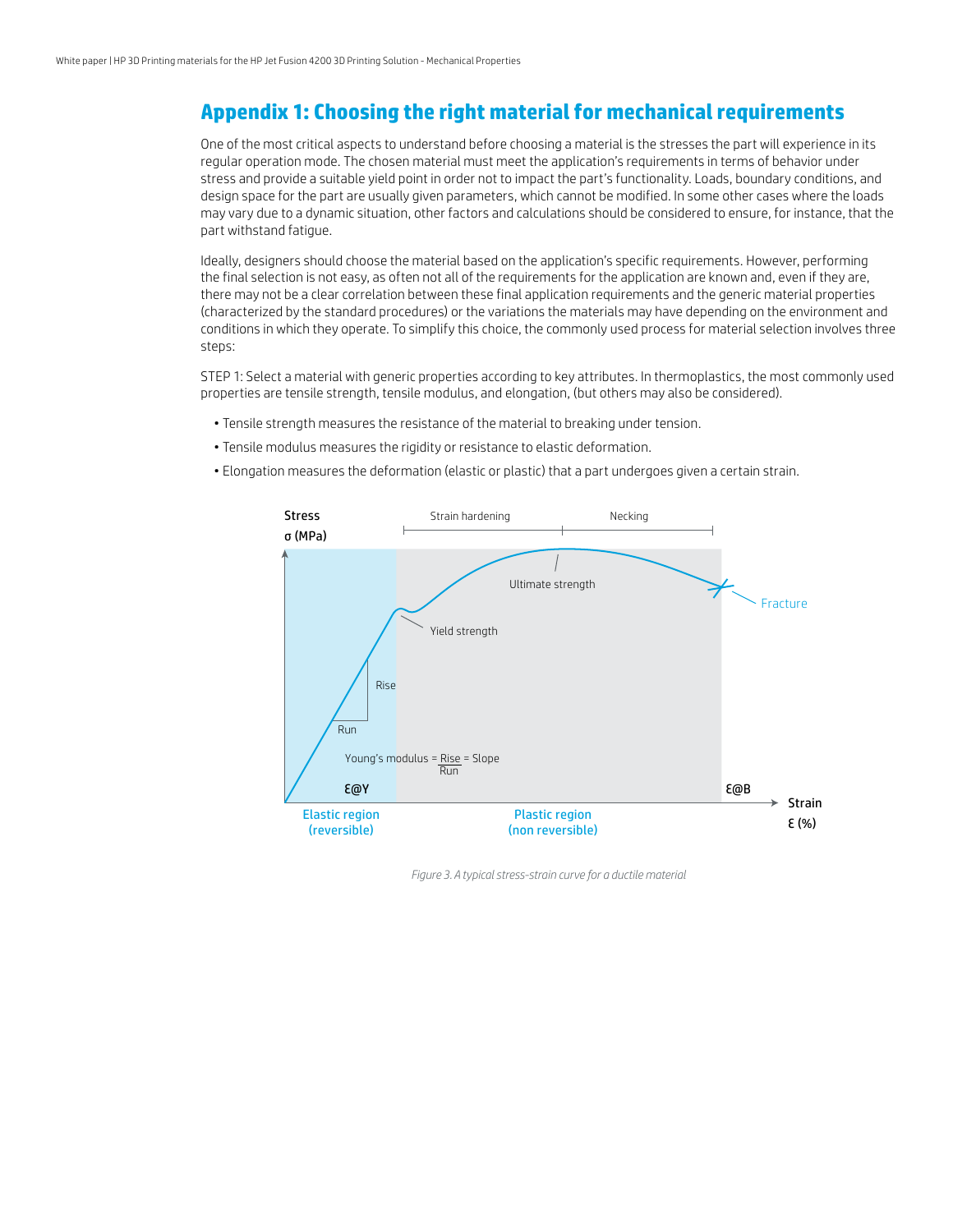## Appendix 1: Choosing the right material for mechanical requirements

One of the most critical aspects to understand before choosing a material is the stresses the part will experience in its regular operation mode. The chosen material must meet the application's requirements in terms of behavior under stress and provide a suitable yield point in order not to impact the part's functionality. Loads, boundary conditions, and design space for the part are usually given parameters, which cannot be modified. In some other cases where the loads may vary due to a dynamic situation, other factors and calculations should be considered to ensure, for instance, that the part withstand fatigue.

Ideally, designers should choose the material based on the application's specific requirements. However, performing the final selection is not easy, as often not all of the requirements for the application are known and, even if they are, there may not be a clear correlation between these final application requirements and the generic material properties (characterized by the standard procedures) or the variations the materials may have depending on the environment and conditions in which they operate. To simplify this choice, the commonly used process for material selection involves three steps:

STEP 1: Select a material with generic properties according to key attributes. In thermoplastics, the most commonly used properties are tensile strength, tensile modulus, and elongation, (but others may also be considered).

- Tensile strength measures the resistance of the material to breaking under tension.
- Tensile modulus measures the rigidity or resistance to elastic deformation.
- Elongation measures the deformation (elastic or plastic) that a part undergoes given a certain strain.

*Figure 3. A typical stress-strain curve for a ductile material*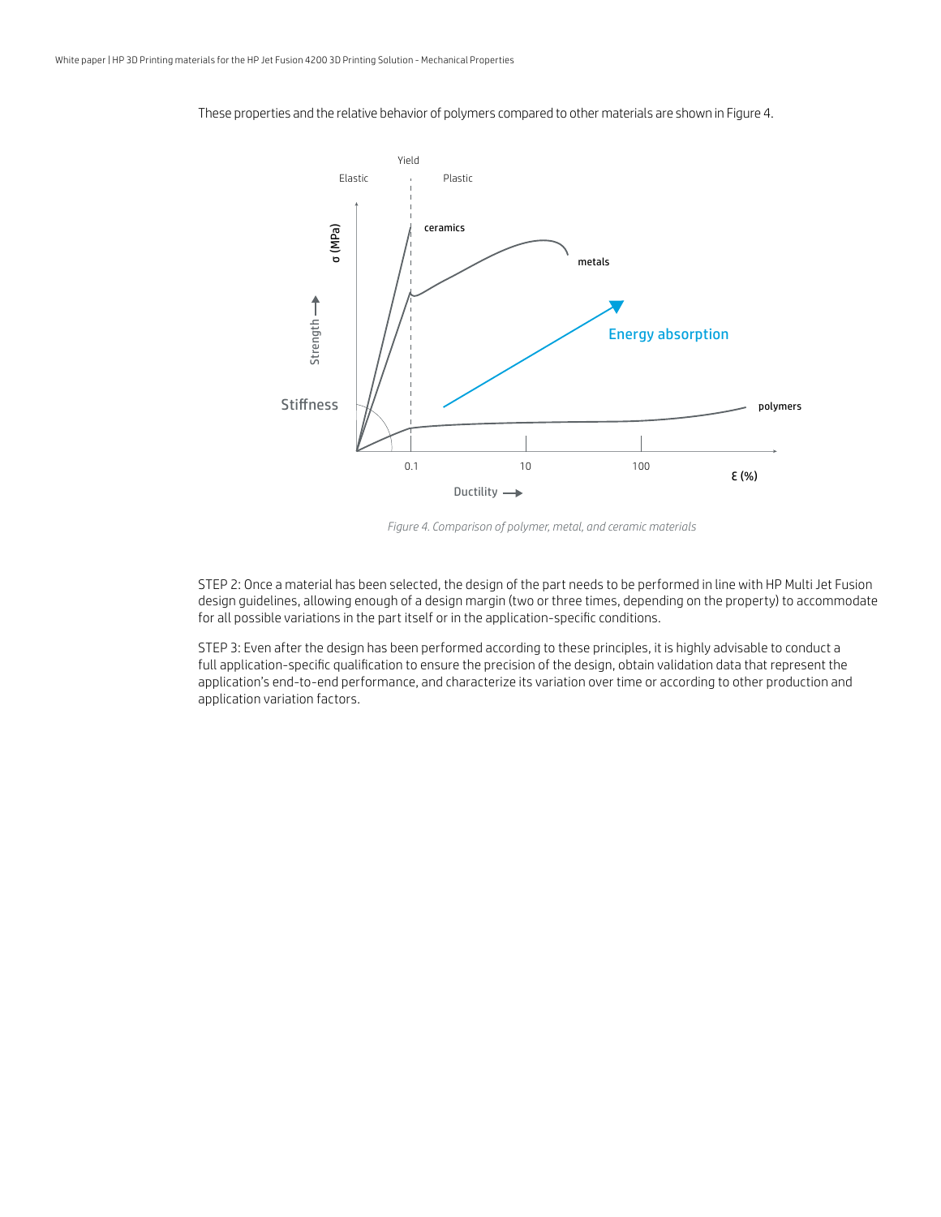These properties and the relative behavior of polymers compared to other materials are shown in Figure 4.

*Figure 4. Comparison of polymer, metal, and ceramic materials*

STEP 2: Once a material has been selected, the design of the part needs to be performed in line with HP Multi Jet Fusion design guidelines, allowing enough of a design margin (two or three times, depending on the property) to accommodate for all possible variations in the part itself or in the application-specific conditions.

STEP 3: Even after the design has been performed according to these principles, it is highly advisable to conduct a full application-specific qualification to ensure the precision of the design, obtain validation data that represent the application's end-to-end performance, and characterize its variation over time or according to other production and application variation factors.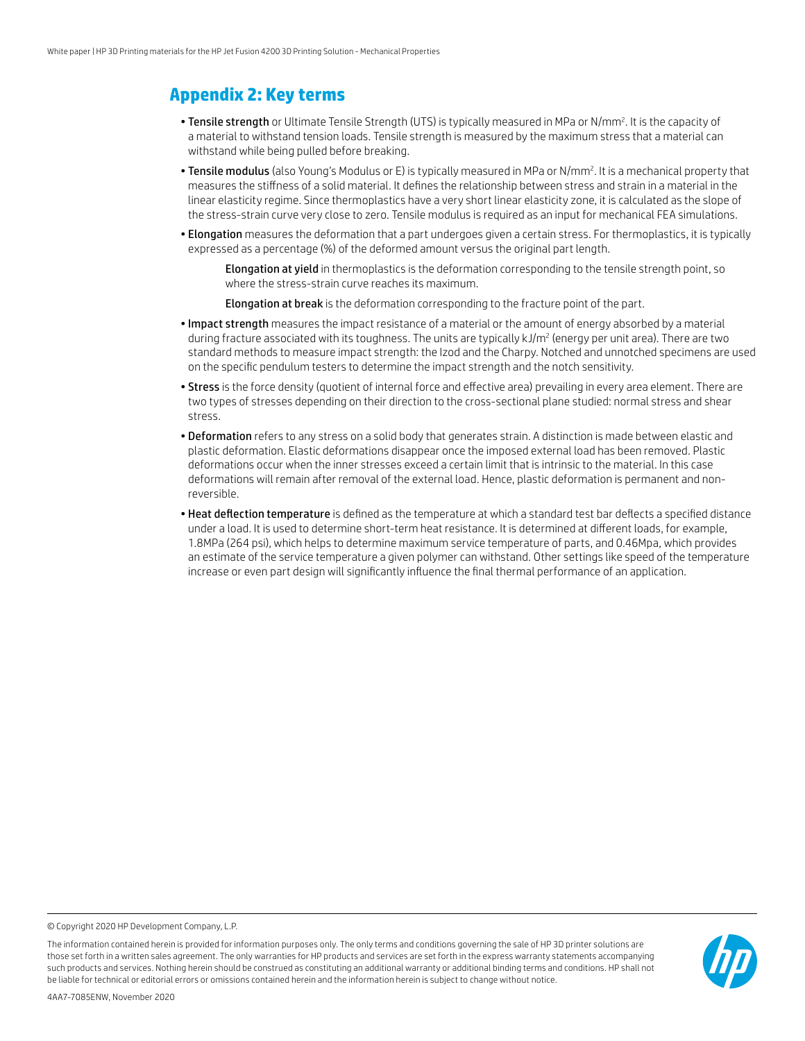## Appendix 2: Key terms

- **Tensile strength** or Ultimate Tensile Strength (UTS) is typically measured in MPa or $N/mm^2$. It is the capacity of a material to withstand tension loads. Tensile strength is measured by the maximum stress that a material can withstand while being pulled before breaking.
- **Tensile modulus** (also Young's Modulus or E) is typically measured in MPa or $N/mm^2$. It is a mechanical property that measures the stiffness of a solid material. It defines the relationship between stress and strain in a material in the linear elasticity regime. Since thermoplastics have a very short linear elasticity zone, it is calculated as the slope of the stress-strain curve very close to zero. Tensile modulus is required as an input for mechanical FEA simulations.
- **Elongation** measures the deformation that a part undergoes given a certain stress. For thermoplastics, it is typically expressed as a percentage (%) of the deformed amount versus the original part length.

  **Elongation at yield** in thermoplastics is the deformation corresponding to the tensile strength point, so where the stress-strain curve reaches its maximum.

  **Elongation at break** is the deformation corresponding to the fracture point of the part.
- **Impact strength** measures the impact resistance of a material or the amount of energy absorbed by a material during fracture associated with its toughness. The units are typically $kJ/m^2$ (energy per unit area). There are two standard methods to measure impact strength: the Izod and the Charpy. Notched and unnotched specimens are used on the specific pendulum testers to determine the impact strength and the notch sensitivity.
- **Stress** is the force density (quotient of internal force and effective area) prevailing in every area element. There are two types of stresses depending on their direction to the cross-sectional plane studied: normal stress and shear stress.
- **Deformation** refers to any stress on a solid body that generates strain. A distinction is made between elastic and plastic deformation. Elastic deformations disappear once the imposed external load has been removed. Plastic deformations occur when the inner stresses exceed a certain limit that is intrinsic to the material. In this case deformations will remain after removal of the external load. Hence, plastic deformation is permanent and non-reversible.
- **Heat deflection temperature** is defined as the temperature at which a standard test bar deflects a specified distance under a load. It is used to determine short-term heat resistance. It is determined at different loads, for example, 1.8MPa (264 psi), which helps to determine maximum service temperature of parts, and 0.46Mpa, which provides an estimate of the service temperature a given polymer can withstand. Other settings like speed of the temperature increase or even part design will significantly influence the final thermal performance of an application.

© Copyright 2020 HP Development Company, L.P.

The information contained herein is provided for information purposes only. The only terms and conditions governing the sale of HP 3D printer solutions are those set forth in a written sales agreement. The only warranties for HP products and services are set forth in the express warranty statements accompanying such products and services. Nothing herein should be construed as constituting an additional warranty or additional binding terms and conditions. HP shall not be liable for technical or editorial errors or omissions contained herein and the information herein is subject to change without notice.

4AA7-7085ENW, November 2020